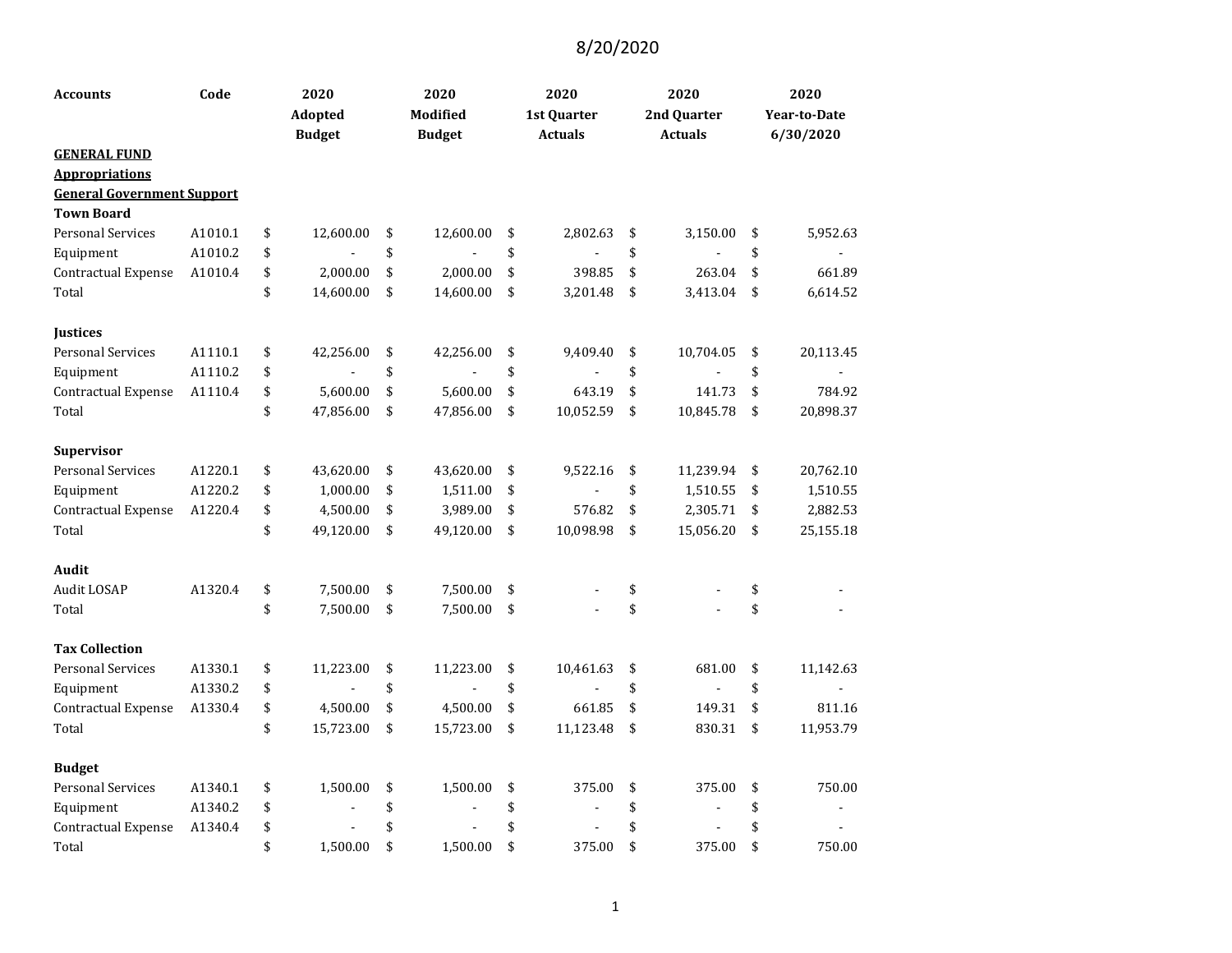8/20/2020

| Accounts | Code | 2020 Adopted Budget | 2020 Modified Budget | 2020 1st Quarter Actuals | 2020 2nd Quarter Actuals | 2020 Year-to-Date 6/30/2020 |
|---|---|---|---|---|---|---|
| **GENERAL FUND** | | | | | | |
| **Appropriations** | | | | | | |
| **General Government Support** | | | | | | |
| **Town Board** | | | | | | |
| Personal Services | A1010.1 | $ 12,600.00 | $ 12,600.00 | $ 2,802.63 | $ 3,150.00 | $ 5,952.63 |
| Equipment | A1010.2 | $ - | $ - | $ - | $ - | $ - |
| Contractual Expense | A1010.4 | $ 2,000.00 | $ 2,000.00 | $ 398.85 | $ 263.04 | $ 661.89 |
| Total | | $ 14,600.00 | $ 14,600.00 | $ 3,201.48 | $ 3,413.04 | $ 6,614.52 |
| | | | | | | |
| **Justices** | | | | | | |
| Personal Services | A1110.1 | $ 42,256.00 | $ 42,256.00 | $ 9,409.40 | $ 10,704.05 | $ 20,113.45 |
| Equipment | A1110.2 | $ - | $ - | $ - | $ - | $ - |
| Contractual Expense | A1110.4 | $ 5,600.00 | $ 5,600.00 | $ 643.19 | $ 141.73 | $ 784.92 |
| Total | | $ 47,856.00 | $ 47,856.00 | $ 10,052.59 | $ 10,845.78 | $ 20,898.37 |
| | | | | | | |
| **Supervisor** | | | | | | |
| Personal Services | A1220.1 | $ 43,620.00 | $ 43,620.00 | $ 9,522.16 | $ 11,239.94 | $ 20,762.10 |
| Equipment | A1220.2 | $ 1,000.00 | $ 1,511.00 | $ - | $ 1,510.55 | $ 1,510.55 |
| Contractual Expense | A1220.4 | $ 4,500.00 | $ 3,989.00 | $ 576.82 | $ 2,305.71 | $ 2,882.53 |
| Total | | $ 49,120.00 | $ 49,120.00 | $ 10,098.98 | $ 15,056.20 | $ 25,155.18 |
| | | | | | | |
| **Audit** | | | | | | |
| Audit LOSAP | A1320.4 | $ 7,500.00 | $ 7,500.00 | $ - | $ - | $ - |
| Total | | $ 7,500.00 | $ 7,500.00 | $ - | $ - | $ - |
| | | | | | | |
| **Tax Collection** | | | | | | |
| Personal Services | A1330.1 | $ 11,223.00 | $ 11,223.00 | $ 10,461.63 | $ 681.00 | $ 11,142.63 |
| Equipment | A1330.2 | $ - | $ - | $ - | $ - | $ - |
| Contractual Expense | A1330.4 | $ 4,500.00 | $ 4,500.00 | $ 661.85 | $ 149.31 | $ 811.16 |
| Total | | $ 15,723.00 | $ 15,723.00 | $ 11,123.48 | $ 830.31 | $ 11,953.79 |
| | | | | | | |
| **Budget** | | | | | | |
| Personal Services | A1340.1 | $ 1,500.00 | $ 1,500.00 | $ 375.00 | $ 375.00 | $ 750.00 |
| Equipment | A1340.2 | $ - | $ - | $ - | $ - | $ - |
| Contractual Expense | A1340.4 | $ - | $ - | $ - | $ - | $ - |
| Total | | $ 1,500.00 | $ 1,500.00 | $ 375.00 | $ 375.00 | $ 750.00 |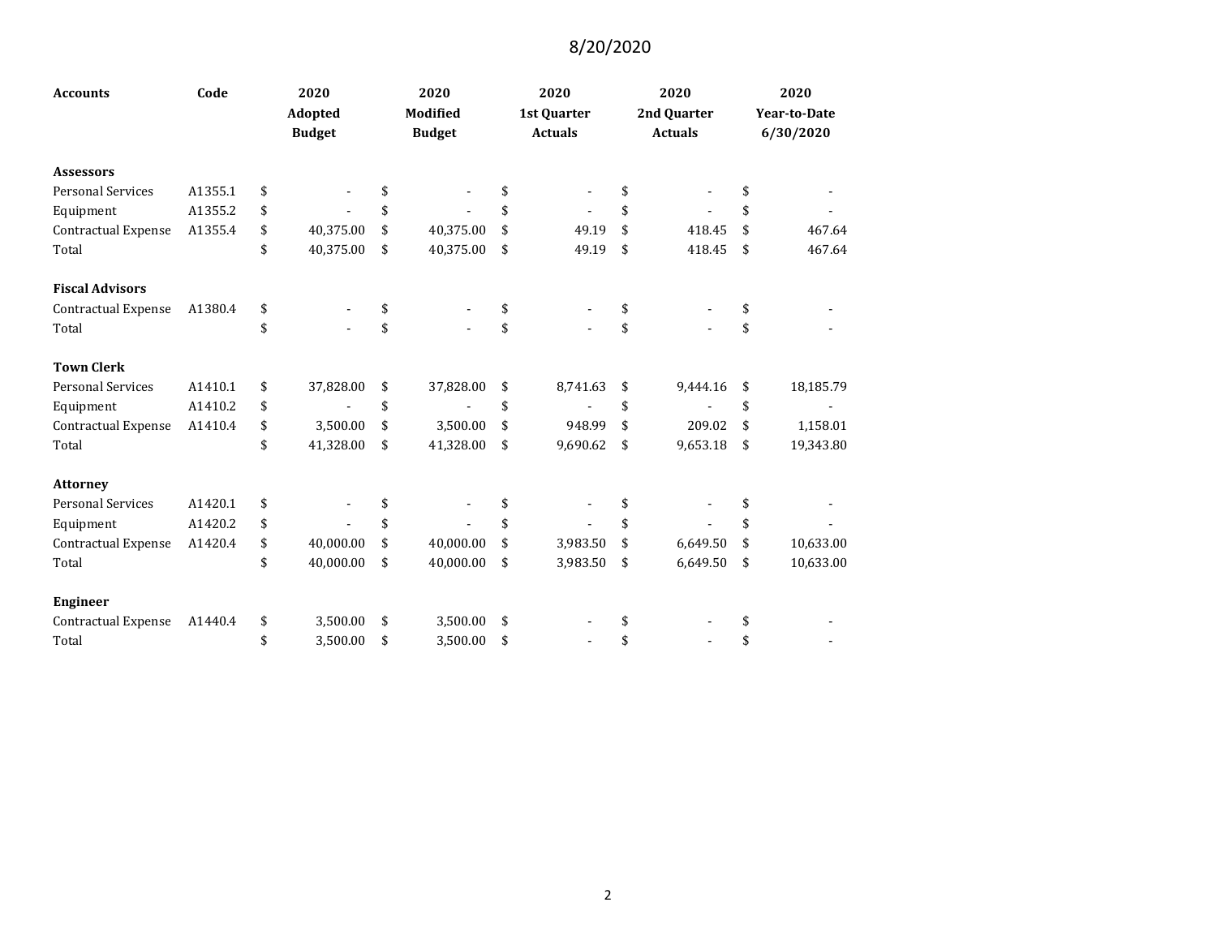8/20/2020

| Accounts | Code | 2020 Adopted Budget | 2020 Modified Budget | 2020 1st Quarter Actuals | 2020 2nd Quarter Actuals | 2020 Year-to-Date 6/30/2020 |
|---|---|---|---|---|---|---|
| **Assessors** | | | | | | |
| Personal Services | A1355.1 | $ - | $ - | $ - | $ - | $ - |
| Equipment | A1355.2 | $ - | $ - | $ - | $ - | $ - |
| Contractual Expense | A1355.4 | $ 40,375.00 | $ 40,375.00 | $ 49.19 | $ 418.45 | $ 467.64 |
| Total | | $ 40,375.00 | $ 40,375.00 | $ 49.19 | $ 418.45 | $ 467.64 |
| | | | | | | |
| **Fiscal Advisors** | | | | | | |
| Contractual Expense | A1380.4 | $ - | $ - | $ - | $ - | $ - |
| Total | | $ - | $ - | $ - | $ - | $ - |
| | | | | | | |
| **Town Clerk** | | | | | | |
| Personal Services | A1410.1 | $ 37,828.00 | $ 37,828.00 | $ 8,741.63 | $ 9,444.16 | $ 18,185.79 |
| Equipment | A1410.2 | $ - | $ - | $ - | $ - | $ - |
| Contractual Expense | A1410.4 | $ 3,500.00 | $ 3,500.00 | $ 948.99 | $ 209.02 | $ 1,158.01 |
| Total | | $ 41,328.00 | $ 41,328.00 | $ 9,690.62 | $ 9,653.18 | $ 19,343.80 |
| | | | | | | |
| **Attorney** | | | | | | |
| Personal Services | A1420.1 | $ - | $ - | $ - | $ - | $ - |
| Equipment | A1420.2 | $ - | $ - | $ - | $ - | $ - |
| Contractual Expense | A1420.4 | $ 40,000.00 | $ 40,000.00 | $ 3,983.50 | $ 6,649.50 | $ 10,633.00 |
| Total | | $ 40,000.00 | $ 40,000.00 | $ 3,983.50 | $ 6,649.50 | $ 10,633.00 |
| | | | | | | |
| **Engineer** | | | | | | |
| Contractual Expense | A1440.4 | $ 3,500.00 | $ 3,500.00 | $ - | $ - | $ - |
| Total | | $ 3,500.00 | $ 3,500.00 | $ - | $ - | $ - |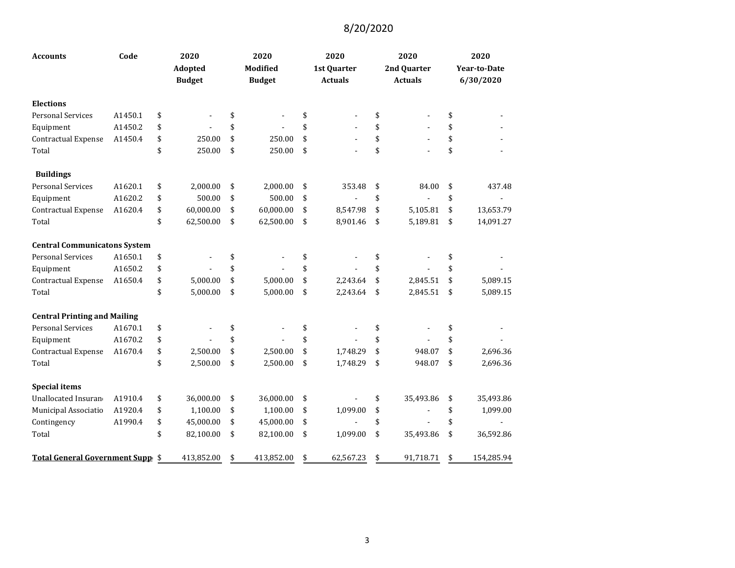8/20/2020

| Accounts | Code | 2020 Adopted Budget | 2020 Modified Budget | 2020 1st Quarter Actuals | 2020 2nd Quarter Actuals | 2020 Year-to-Date 6/30/2020 |
|---|---|---|---|---|---|---|
| **Elections** | | | | | | |
| Personal Services | A1450.1 | $ - | $ - | $ - | $ - | $ - |
| Equipment | A1450.2 | $ - | $ - | $ - | $ - | $ - |
| Contractual Expense | A1450.4 | $ 250.00 | $ 250.00 | $ - | $ - | $ - |
| Total | | $ 250.00 | $ 250.00 | $ - | $ - | $ - |
| **Buildings** | | | | | | |
| Personal Services | A1620.1 | $ 2,000.00 | $ 2,000.00 | $ 353.48 | $ 84.00 | $ 437.48 |
| Equipment | A1620.2 | $ 500.00 | $ 500.00 | $ - | $ - | $ - |
| Contractual Expense | A1620.4 | $ 60,000.00 | $ 60,000.00 | $ 8,547.98 | $ 5,105.81 | $ 13,653.79 |
| Total | | $ 62,500.00 | $ 62,500.00 | $ 8,901.46 | $ 5,189.81 | $ 14,091.27 |
| **Central Communicatons System** | | | | | | |
| Personal Services | A1650.1 | $ - | $ - | $ - | $ - | $ - |
| Equipment | A1650.2 | $ - | $ - | $ - | $ - | $ - |
| Contractual Expense | A1650.4 | $ 5,000.00 | $ 5,000.00 | $ 2,243.64 | $ 2,845.51 | $ 5,089.15 |
| Total | | $ 5,000.00 | $ 5,000.00 | $ 2,243.64 | $ 2,845.51 | $ 5,089.15 |
| **Central Printing and Mailing** | | | | | | |
| Personal Services | A1670.1 | $ - | $ - | $ - | $ - | $ - |
| Equipment | A1670.2 | $ - | $ - | $ - | $ - | $ - |
| Contractual Expense | A1670.4 | $ 2,500.00 | $ 2,500.00 | $ 1,748.29 | $ 948.07 | $ 2,696.36 |
| Total | | $ 2,500.00 | $ 2,500.00 | $ 1,748.29 | $ 948.07 | $ 2,696.36 |
| **Special items** | | | | | | |
| Unallocated Insuran | A1910.4 | $ 36,000.00 | $ 36,000.00 | $ - | $ 35,493.86 | $ 35,493.86 |
| Municipal Associatio | A1920.4 | $ 1,100.00 | $ 1,100.00 | $ 1,099.00 | $ - | $ 1,099.00 |
| Contingency | A1990.4 | $ 45,000.00 | $ 45,000.00 | $ - | $ - | $ - |
| Total | | $ 82,100.00 | $ 82,100.00 | $ 1,099.00 | $ 35,493.86 | $ 36,592.86 |
| **Total General Government Supp** | | $ 413,852.00 | $ 413,852.00 | $ 62,567.23 | $ 91,718.71 | $ 154,285.94 |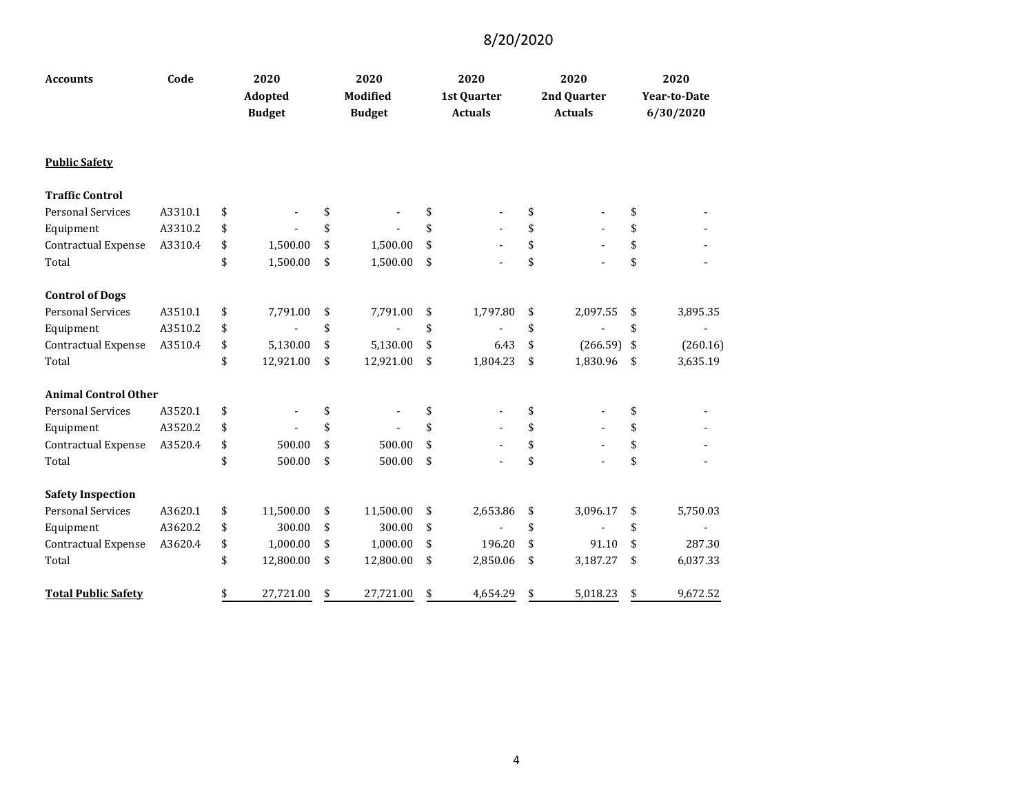8/20/2020

| Accounts | Code | 2020 Adopted Budget | 2020 Modified Budget | 2020 1st Quarter Actuals | 2020 2nd Quarter Actuals | 2020 Year-to-Date 6/30/2020 |
|---|---|---|---|---|---|---|
| **Public Safety** | | | | | | |
| **Traffic Control** | | | | | | |
| Personal Services | A3310.1 | $ - | $ - | $ - | $ - | $ - |
| Equipment | A3310.2 | $ - | $ - | $ - | $ - | $ - |
| Contractual Expense | A3310.4 | $ 1,500.00 | $ 1,500.00 | $ - | $ - | $ - |
| Total | | $ 1,500.00 | $ 1,500.00 | $ - | $ - | $ - |
| **Control of Dogs** | | | | | | |
| Personal Services | A3510.1 | $ 7,791.00 | $ 7,791.00 | $ 1,797.80 | $ 2,097.55 | $ 3,895.35 |
| Equipment | A3510.2 | $ - | $ - | $ - | $ - | $ - |
| Contractual Expense | A3510.4 | $ 5,130.00 | $ 5,130.00 | $ 6.43 | $ (266.59) | $ (260.16) |
| Total | | $ 12,921.00 | $ 12,921.00 | $ 1,804.23 | $ 1,830.96 | $ 3,635.19 |
| **Animal Control Other** | | | | | | |
| Personal Services | A3520.1 | $ - | $ - | $ - | $ - | $ - |
| Equipment | A3520.2 | $ - | $ - | $ - | $ - | $ - |
| Contractual Expense | A3520.4 | $ 500.00 | $ 500.00 | $ - | $ - | $ - |
| Total | | $ 500.00 | $ 500.00 | $ - | $ - | $ - |
| **Safety Inspection** | | | | | | |
| Personal Services | A3620.1 | $ 11,500.00 | $ 11,500.00 | $ 2,653.86 | $ 3,096.17 | $ 5,750.03 |
| Equipment | A3620.2 | $ 300.00 | $ 300.00 | $ - | $ - | $ - |
| Contractual Expense | A3620.4 | $ 1,000.00 | $ 1,000.00 | $ 196.20 | $ 91.10 | $ 287.30 |
| Total | | $ 12,800.00 | $ 12,800.00 | $ 2,850.06 | $ 3,187.27 | $ 6,037.33 |
| **Total Public Safety** | | $ 27,721.00 | $ 27,721.00 | $ 4,654.29 | $ 5,018.23 | $ 9,672.52 |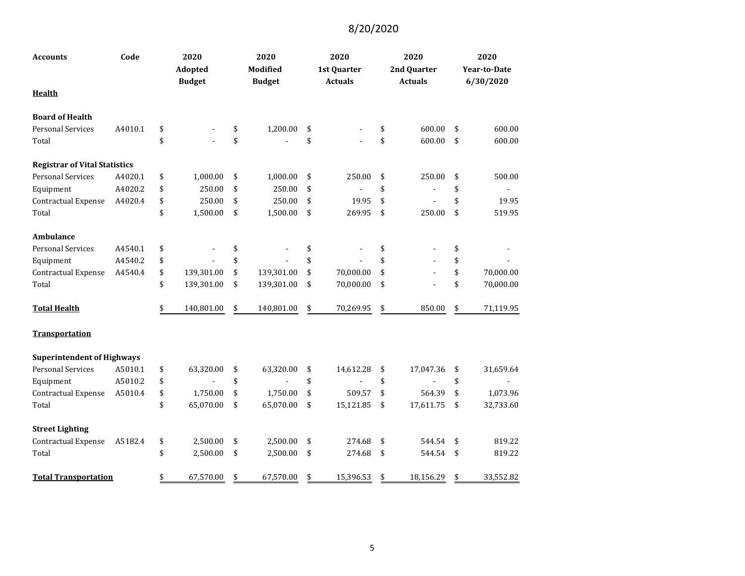8/20/2020

| Accounts | Code | 2020 Adopted Budget | 2020 Modified Budget | 2020 1st Quarter Actuals | 2020 2nd Quarter Actuals | 2020 Year-to-Date 6/30/2020 |
|---|---|---|---|---|---|---|
| **Health** | | | | | | |
| **Board of Health** | | | | | | |
| Personal Services | A4010.1 | $ - | $ 1,200.00 | $ - | $ 600.00 | $ 600.00 |
| Total | | $ - | $ - | $ - | $ 600.00 | $ 600.00 |
| **Registrar of Vital Statistics** | | | | | | |
| Personal Services | A4020.1 | $ 1,000.00 | $ 1,000.00 | $ 250.00 | $ 250.00 | $ 500.00 |
| Equipment | A4020.2 | $ 250.00 | $ 250.00 | $ - | $ - | $ - |
| Contractual Expense | A4020.4 | $ 250.00 | $ 250.00 | $ 19.95 | $ - | $ 19.95 |
| Total | | $ 1,500.00 | $ 1,500.00 | $ 269.95 | $ 250.00 | $ 519.95 |
| **Ambulance** | | | | | | |
| Personal Services | A4540.1 | $ - | $ - | $ - | $ - | $ - |
| Equipment | A4540.2 | $ - | $ - | $ - | $ - | $ - |
| Contractual Expense | A4540.4 | $ 139,301.00 | $ 139,301.00 | $ 70,000.00 | $ - | $ 70,000.00 |
| Total | | $ 139,301.00 | $ 139,301.00 | $ 70,000.00 | $ - | $ 70,000.00 |
| **Total Health** | | $ 140,801.00 | $ 140,801.00 | $ 70,269.95 | $ 850.00 | $ 71,119.95 |
| **Transportation** | | | | | | |
| **Superintendent of Highways** | | | | | | |
| Personal Services | A5010.1 | $ 63,320.00 | $ 63,320.00 | $ 14,612.28 | $ 17,047.36 | $ 31,659.64 |
| Equipment | A5010.2 | $ - | $ - | $ - | $ - | $ - |
| Contractual Expense | A5010.4 | $ 1,750.00 | $ 1,750.00 | $ 509.57 | $ 564.39 | $ 1,073.96 |
| Total | | $ 65,070.00 | $ 65,070.00 | $ 15,121.85 | $ 17,611.75 | $ 32,733.60 |
| **Street Lighting** | | | | | | |
| Contractual Expense | A5182.4 | $ 2,500.00 | $ 2,500.00 | $ 274.68 | $ 544.54 | $ 819.22 |
| Total | | $ 2,500.00 | $ 2,500.00 | $ 274.68 | $ 544.54 | $ 819.22 |
| **Total Transportation** | | $ 67,570.00 | $ 67,570.00 | $ 15,396.53 | $ 18,156.29 | $ 33,552.82 |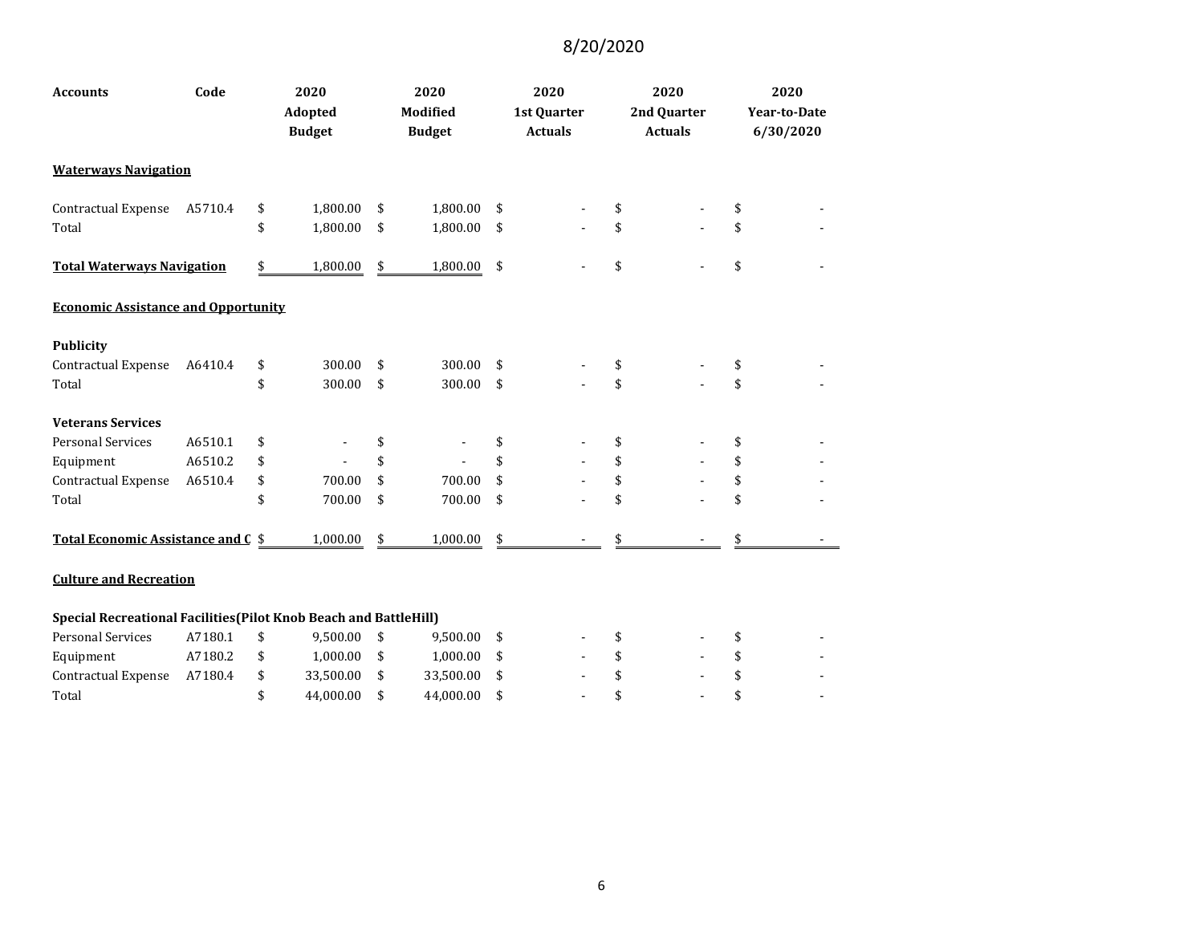| Accounts | Code | 2020 Adopted Budget | 2020 Modified Budget | 2020 1st Quarter Actuals | 2020 2nd Quarter Actuals | 2020 Year-to-Date 6/30/2020 |
|---|---|---|---|---|---|---|
| **Waterways Navigation** | | | | | | |
| Contractual Expense | A5710.4 | $ 1,800.00 | $ 1,800.00 | $ - | $ - | $ - |
| Total | | $ 1,800.00 | $ 1,800.00 | $ - | $ - | $ - |
| **Total Waterways Navigation** | | $ 1,800.00 | $ 1,800.00 | $ - | $ - | $ - |
| **Economic Assistance and Opportunity** | | | | | | |
| **Publicity** | | | | | | |
| Contractual Expense | A6410.4 | $ 300.00 | $ 300.00 | $ - | $ - | $ - |
| Total | | $ 300.00 | $ 300.00 | $ - | $ - | $ - |
| **Veterans Services** | | | | | | |
| Personal Services | A6510.1 | $ - | $ - | $ - | $ - | $ - |
| Equipment | A6510.2 | $ - | $ - | $ - | $ - | $ - |
| Contractual Expense | A6510.4 | $ 700.00 | $ 700.00 | $ - | $ - | $ - |
| Total | | $ 700.00 | $ 700.00 | $ - | $ - | $ - |
| **Total Economic Assistance and C** | | $ 1,000.00 | $ 1,000.00 | $ - | $ - | $ - |
| **Culture and Recreation** | | | | | | |
| **Special Recreational Facilities(Pilot Knob Beach and BattleHill)** | | | | | | |
| Personal Services | A7180.1 | $ 9,500.00 | $ 9,500.00 | $ - | $ - | $ - |
| Equipment | A7180.2 | $ 1,000.00 | $ 1,000.00 | $ - | $ - | $ - |
| Contractual Expense | A7180.4 | $ 33,500.00 | $ 33,500.00 | $ - | $ - | $ - |
| Total | | $ 44,000.00 | $ 44,000.00 | $ - | $ - | $ - |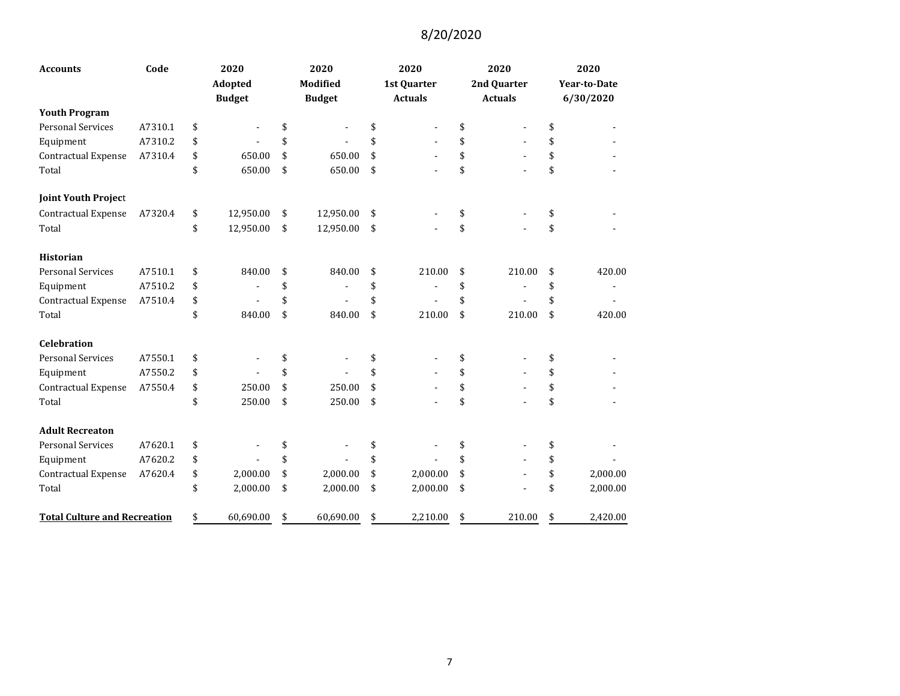8/20/2020

| Accounts | Code | 2020 Adopted Budget | 2020 Modified Budget | 2020 1st Quarter Actuals | 2020 2nd Quarter Actuals | 2020 Year-to-Date 6/30/2020 |
|---|---|---|---|---|---|---|
| **Youth Program** | | | | | | |
| Personal Services | A7310.1 | $ - | $ - | $ - | $ - | $ - |
| Equipment | A7310.2 | $ - | $ - | $ - | $ - | $ - |
| Contractual Expense | A7310.4 | $ 650.00 | $ 650.00 | $ - | $ - | $ - |
| Total | | $ 650.00 | $ 650.00 | $ - | $ - | $ - |
| | | | | | | |
| **Joint Youth Project** | | | | | | |
| Contractual Expense | A7320.4 | $ 12,950.00 | $ 12,950.00 | $ - | $ - | $ - |
| Total | | $ 12,950.00 | $ 12,950.00 | $ - | $ - | $ - |
| | | | | | | |
| **Historian** | | | | | | |
| Personal Services | A7510.1 | $ 840.00 | $ 840.00 | $ 210.00 | $ 210.00 | $ 420.00 |
| Equipment | A7510.2 | $ - | $ - | $ - | $ - | $ - |
| Contractual Expense | A7510.4 | $ - | $ - | $ - | $ - | $ - |
| Total | | $ 840.00 | $ 840.00 | $ 210.00 | $ 210.00 | $ 420.00 |
| | | | | | | |
| **Celebration** | | | | | | |
| Personal Services | A7550.1 | $ - | $ - | $ - | $ - | $ - |
| Equipment | A7550.2 | $ - | $ - | $ - | $ - | $ - |
| Contractual Expense | A7550.4 | $ 250.00 | $ 250.00 | $ - | $ - | $ - |
| Total | | $ 250.00 | $ 250.00 | $ - | $ - | $ - |
| | | | | | | |
| **Adult Recreaton** | | | | | | |
| Personal Services | A7620.1 | $ - | $ - | $ - | $ - | $ - |
| Equipment | A7620.2 | $ - | $ - | $ - | $ - | $ - |
| Contractual Expense | A7620.4 | $ 2,000.00 | $ 2,000.00 | $ 2,000.00 | $ - | $ 2,000.00 |
| Total | | $ 2,000.00 | $ 2,000.00 | $ 2,000.00 | $ - | $ 2,000.00 |
| | | | | | | |
| **Total Culture and Recreation** | | $ 60,690.00 | $ 60,690.00 | $ 2,210.00 | $ 210.00 | $ 2,420.00 |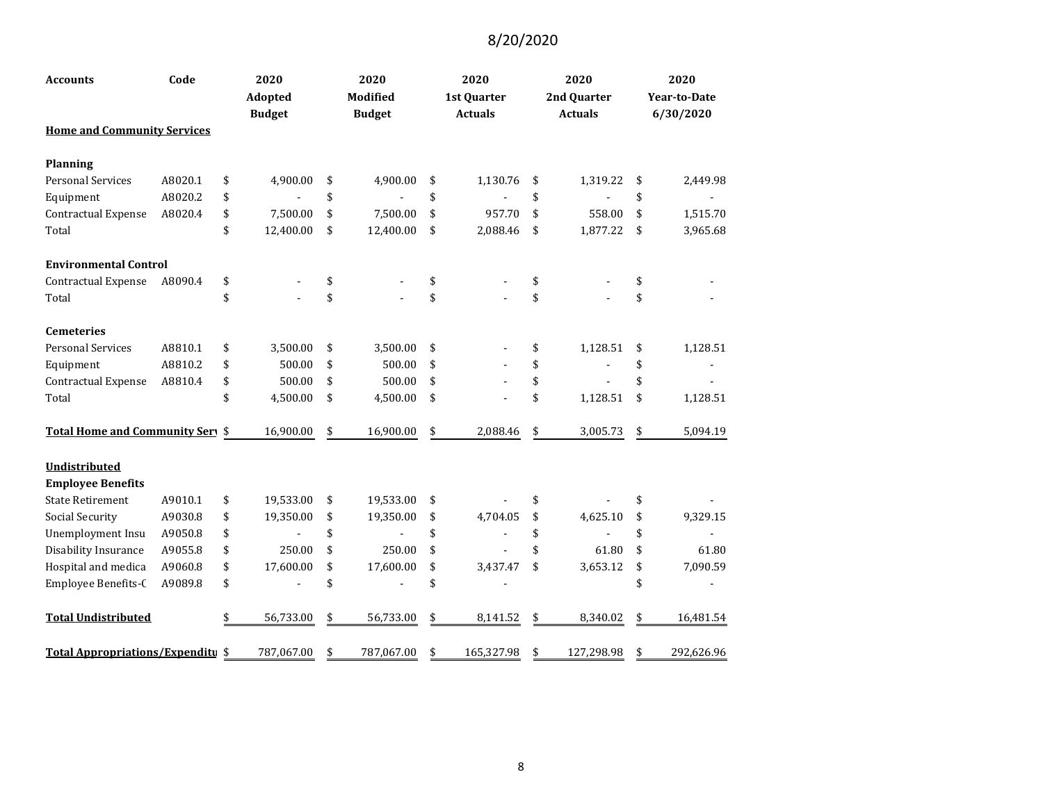8/20/2020

| Accounts | Code | 2020 Adopted Budget | 2020 Modified Budget | 2020 1st Quarter Actuals | 2020 2nd Quarter Actuals | 2020 Year-to-Date 6/30/2020 |
|---|---|---|---|---|---|---|
| **Home and Community Services** | | | | | | |
| | | | | | | |
| **Planning** | | | | | | |
| Personal Services | A8020.1 | $ 4,900.00 | $ 4,900.00 | $ 1,130.76 | $ 1,319.22 | $ 2,449.98 |
| Equipment | A8020.2 | $ - | $ - | $ - | $ - | $ - |
| Contractual Expense | A8020.4 | $ 7,500.00 | $ 7,500.00 | $ 957.70 | $ 558.00 | $ 1,515.70 |
| Total | | $ 12,400.00 | $ 12,400.00 | $ 2,088.46 | $ 1,877.22 | $ 3,965.68 |
| | | | | | | |
| **Environmental Control** | | | | | | |
| Contractual Expense | A8090.4 | $ - | $ - | $ - | $ - | $ - |
| Total | | $ - | $ - | $ - | $ - | $ - |
| | | | | | | |
| **Cemeteries** | | | | | | |
| Personal Services | A8810.1 | $ 3,500.00 | $ 3,500.00 | $ - | $ 1,128.51 | $ 1,128.51 |
| Equipment | A8810.2 | $ 500.00 | $ 500.00 | $ - | $ - | $ - |
| Contractual Expense | A8810.4 | $ 500.00 | $ 500.00 | $ - | $ - | $ - |
| Total | | $ 4,500.00 | $ 4,500.00 | $ - | $ 1,128.51 | $ 1,128.51 |
| | | | | | | |
| **Total Home and Community Serv** | | $ 16,900.00 | $ 16,900.00 | $ 2,088.46 | $ 3,005.73 | $ 5,094.19 |
| | | | | | | |
| **Undistributed** | | | | | | |
| **Employee Benefits** | | | | | | |
| State Retirement | A9010.1 | $ 19,533.00 | $ 19,533.00 | $ - | $ - | $ - |
| Social Security | A9030.8 | $ 19,350.00 | $ 19,350.00 | $ 4,704.05 | $ 4,625.10 | $ 9,329.15 |
| Unemployment Insu | A9050.8 | $ - | $ - | $ - | $ - | $ - |
| Disability Insurance | A9055.8 | $ 250.00 | $ 250.00 | $ - | $ 61.80 | $ 61.80 |
| Hospital and medica | A9060.8 | $ 17,600.00 | $ 17,600.00 | $ 3,437.47 | $ 3,653.12 | $ 7,090.59 |
| Employee Benefits-C | A9089.8 | $ - | $ - | $ - | | $ - |
| | | | | | | |
| **Total Undistributed** | | $ 56,733.00 | $ 56,733.00 | $ 8,141.52 | $ 8,340.02 | $ 16,481.54 |
| | | | | | | |
| **Total Appropriations/Expenditu** | | $ 787,067.00 | $ 787,067.00 | $ 165,327.98 | $ 127,298.98 | $ 292,626.96 |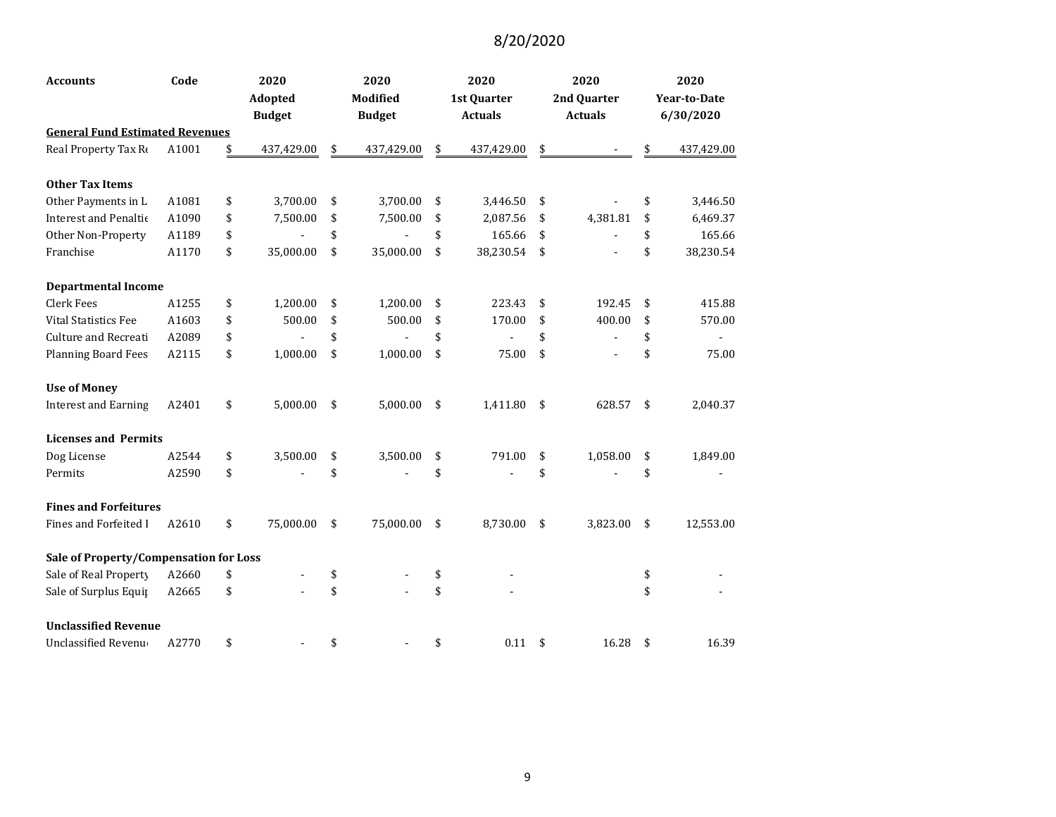8/20/2020

| Accounts | Code | 2020 Adopted Budget | 2020 Modified Budget | 2020 1st Quarter Actuals | 2020 2nd Quarter Actuals | 2020 Year-to-Date 6/30/2020 |
|---|---|---|---|---|---|---|
| **General Fund Estimated Revenues** | | | | | | |
| Real Property Tax Re | A1001 | $ 437,429.00 | $ 437,429.00 | $ 437,429.00 | $ - | $ 437,429.00 |
| | | | | | | |
| **Other Tax Items** | | | | | | |
| Other Payments in L | A1081 | $ 3,700.00 | $ 3,700.00 | $ 3,446.50 | $ - | $ 3,446.50 |
| Interest and Penaltie | A1090 | $ 7,500.00 | $ 7,500.00 | $ 2,087.56 | $ 4,381.81 | $ 6,469.37 |
| Other Non-Property | A1189 | $ - | $ - | $ 165.66 | $ - | $ 165.66 |
| Franchise | A1170 | $ 35,000.00 | $ 35,000.00 | $ 38,230.54 | $ - | $ 38,230.54 |
| | | | | | | |
| **Departmental Income** | | | | | | |
| Clerk Fees | A1255 | $ 1,200.00 | $ 1,200.00 | $ 223.43 | $ 192.45 | $ 415.88 |
| Vital Statistics Fee | A1603 | $ 500.00 | $ 500.00 | $ 170.00 | $ 400.00 | $ 570.00 |
| Culture and Recreati | A2089 | $ - | $ - | $ - | $ - | $ - |
| Planning Board Fees | A2115 | $ 1,000.00 | $ 1,000.00 | $ 75.00 | $ - | $ 75.00 |
| | | | | | | |
| **Use of Money** | | | | | | |
| Interest and Earning | A2401 | $ 5,000.00 | $ 5,000.00 | $ 1,411.80 | $ 628.57 | $ 2,040.37 |
| | | | | | | |
| **Licenses and Permits** | | | | | | |
| Dog License | A2544 | $ 3,500.00 | $ 3,500.00 | $ 791.00 | $ 1,058.00 | $ 1,849.00 |
| Permits | A2590 | $ - | $ - | $ - | $ - | $ - |
| | | | | | | |
| **Fines and Forfeitures** | | | | | | |
| Fines and Forfeited I | A2610 | $ 75,000.00 | $ 75,000.00 | $ 8,730.00 | $ 3,823.00 | $ 12,553.00 |
| | | | | | | |
| **Sale of Property/Compensation for Loss** | | | | | | |
| Sale of Real Property | A2660 | $ - | $ - | $ - | | $ - |
| Sale of Surplus Equip | A2665 | $ - | $ - | $ - | | $ - |
| | | | | | | |
| **Unclassified Revenue** | | | | | | |
| Unclassified Revenue | A2770 | $ - | $ - | $ 0.11 | $ 16.28 | $ 16.39 |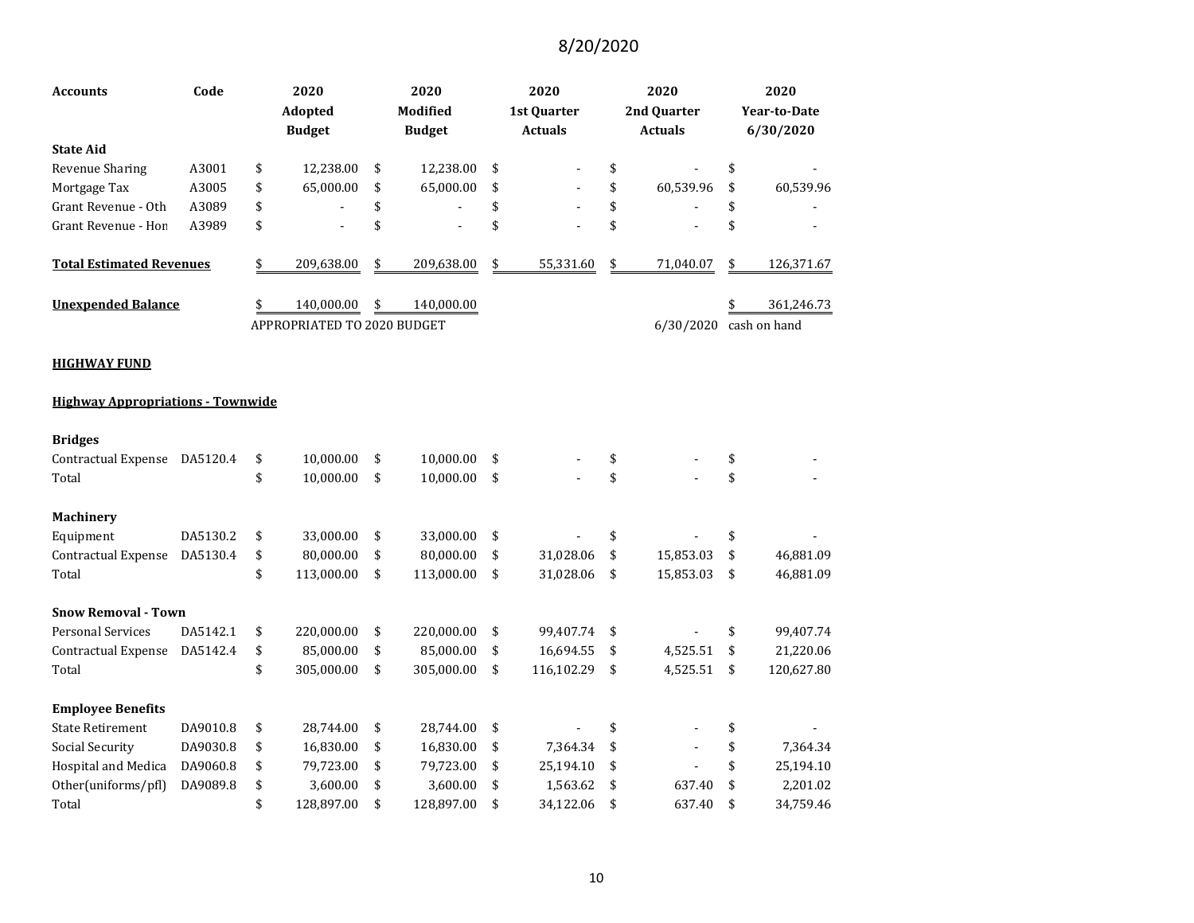8/20/2020

| Accounts | Code | 2020 Adopted Budget | 2020 Modified Budget | 2020 1st Quarter Actuals | 2020 2nd Quarter Actuals | 2020 Year-to-Date 6/30/2020 |
|---|---|---|---|---|---|---|
| **State Aid** | | | | | | |
| Revenue Sharing | A3001 | $ 12,238.00 | $ 12,238.00 | $ - | $ - | $ - |
| Mortgage Tax | A3005 | $ 65,000.00 | $ 65,000.00 | $ - | $ 60,539.96 | $ 60,539.96 |
| Grant Revenue - Oth | A3089 | $ - | $ - | $ - | $ - | $ - |
| Grant Revenue - Hon | A3989 | $ - | $ - | $ - | $ - | $ - |
| **Total Estimated Revenues** | | $ 209,638.00 | $ 209,638.00 | $ 55,331.60 | $ 71,040.07 | $ 126,371.67 |
| **Unexpended Balance** | | $ 140,000.00 | $ 140,000.00 | | | $ 361,246.73 |
| | | APPROPRIATED TO 2020 BUDGET | | | 6/30/2020 | cash on hand |

**HIGHWAY FUND**

**Highway Appropriations - Townwide**

| Accounts | Code | 2020 Adopted Budget | 2020 Modified Budget | 2020 1st Quarter Actuals | 2020 2nd Quarter Actuals | 2020 Year-to-Date 6/30/2020 |
|---|---|---|---|---|---|---|
| **Bridges** | | | | | | |
| Contractual Expense | DA5120.4 | $ 10,000.00 | $ 10,000.00 | $ - | $ - | $ - |
| Total | | $ 10,000.00 | $ 10,000.00 | $ - | $ - | $ - |
| **Machinery** | | | | | | |
| Equipment | DA5130.2 | $ 33,000.00 | $ 33,000.00 | $ - | $ - | $ - |
| Contractual Expense | DA5130.4 | $ 80,000.00 | $ 80,000.00 | $ 31,028.06 | $ 15,853.03 | $ 46,881.09 |
| Total | | $ 113,000.00 | $ 113,000.00 | $ 31,028.06 | $ 15,853.03 | $ 46,881.09 |
| **Snow Removal - Town** | | | | | | |
| Personal Services | DA5142.1 | $ 220,000.00 | $ 220,000.00 | $ 99,407.74 | $ - | $ 99,407.74 |
| Contractual Expense | DA5142.4 | $ 85,000.00 | $ 85,000.00 | $ 16,694.55 | $ 4,525.51 | $ 21,220.06 |
| Total | | $ 305,000.00 | $ 305,000.00 | $ 116,102.29 | $ 4,525.51 | $ 120,627.80 |
| **Employee Benefits** | | | | | | |
| State Retirement | DA9010.8 | $ 28,744.00 | $ 28,744.00 | $ - | $ - | $ - |
| Social Security | DA9030.8 | $ 16,830.00 | $ 16,830.00 | $ 7,364.34 | $ - | $ 7,364.34 |
| Hospital and Medica | DA9060.8 | $ 79,723.00 | $ 79,723.00 | $ 25,194.10 | $ - | $ 25,194.10 |
| Other(uniforms/pfl) | DA9089.8 | $ 3,600.00 | $ 3,600.00 | $ 1,563.62 | $ 637.40 | $ 2,201.02 |
| Total | | $ 128,897.00 | $ 128,897.00 | $ 34,122.06 | $ 637.40 | $ 34,759.46 |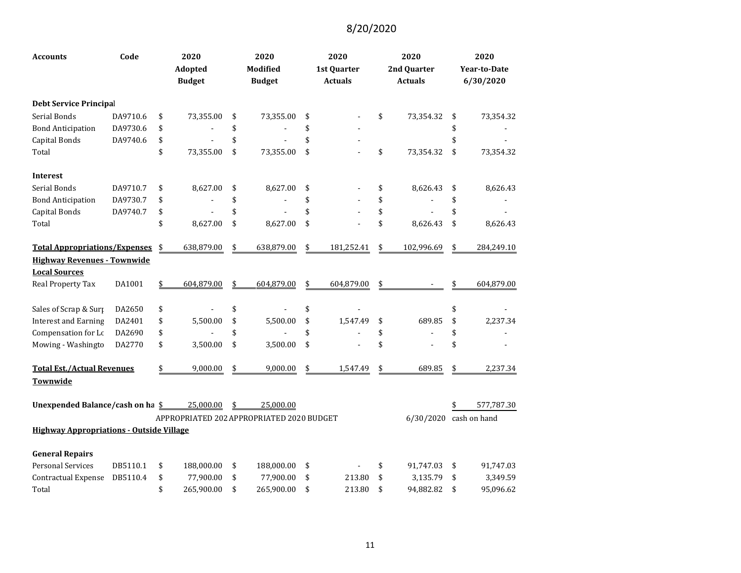8/20/2020

| Accounts | Code | 2020 Adopted Budget | 2020 Modified Budget | 2020 1st Quarter Actuals | 2020 2nd Quarter Actuals | 2020 Year-to-Date 6/30/2020 |
|---|---|---|---|---|---|---|
| **Debt Service Principal** | | | | | | |
| Serial Bonds | DA9710.6 | $ 73,355.00 | $ 73,355.00 | $ - | $ 73,354.32 | $ 73,354.32 |
| Bond Anticipation | DA9730.6 | $ - | $ - | $ - | | $ - |
| Capital Bonds | DA9740.6 | $ - | $ - | $ - | | $ - |
| Total | | $ 73,355.00 | $ 73,355.00 | $ - | $ 73,354.32 | $ 73,354.32 |
| **Interest** | | | | | | |
| Serial Bonds | DA9710.7 | $ 8,627.00 | $ 8,627.00 | $ - | $ 8,626.43 | $ 8,626.43 |
| Bond Anticipation | DA9730.7 | $ - | $ - | $ - | $ - | $ - |
| Capital Bonds | DA9740.7 | $ - | $ - | $ - | $ - | $ - |
| Total | | $ 8,627.00 | $ 8,627.00 | $ - | $ 8,626.43 | $ 8,626.43 |
| **Total Appropriations/Expenses** | | $ 638,879.00 | $ 638,879.00 | $ 181,252.41 | $ 102,996.69 | $ 284,249.10 |
| **Highway Revenues - Townwide** | | | | | | |
| **Local Sources** | | | | | | |
| Real Property Tax | DA1001 | $ 604,879.00 | $ 604,879.00 | $ 604,879.00 | $ - | $ 604,879.00 |
| Sales of Scrap & Surp | DA2650 | $ - | $ - | $ - | | $ - |
| Interest and Earning | DA2401 | $ 5,500.00 | $ 5,500.00 | $ 1,547.49 | $ 689.85 | $ 2,237.34 |
| Compensation for Lo | DA2690 | $ - | $ - | $ - | $ - | $ - |
| Mowing - Washingto | DA2770 | $ 3,500.00 | $ 3,500.00 | $ - | $ - | $ - |
| **Total Est./Actual Revenues Townwide** | | $ 9,000.00 | $ 9,000.00 | $ 1,547.49 | $ 689.85 | $ 2,237.34 |
| **Unexpended Balance/cash on ha** | | $ 25,000.00 | $ 25,000.00 | | | $ 577,787.30 |
| | | APPROPRIATED 202 | APPROPRIATED 2020 BUDGET | | 6/30/2020 | cash on hand |
| **Highway Appropriations - Outside Village** | | | | | | |
| **General Repairs** | | | | | | |
| Personal Services | DB5110.1 | $ 188,000.00 | $ 188,000.00 | $ - | $ 91,747.03 | $ 91,747.03 |
| Contractual Expense | DB5110.4 | $ 77,900.00 | $ 77,900.00 | $ 213.80 | $ 3,135.79 | $ 3,349.59 |
| Total | | $ 265,900.00 | $ 265,900.00 | $ 213.80 | $ 94,882.82 | $ 95,096.62 |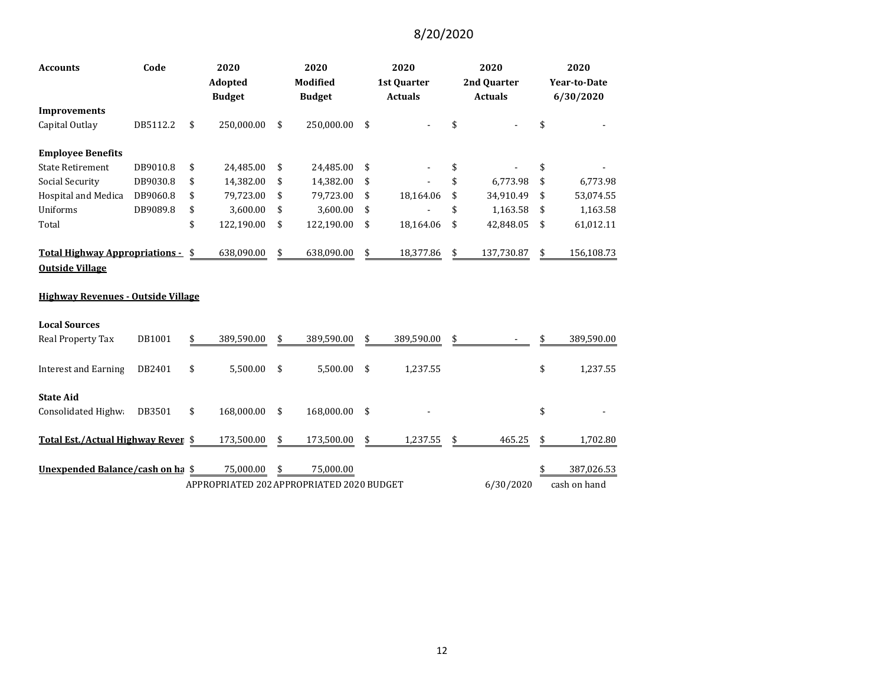8/20/2020

| Accounts | Code | 2020 Adopted Budget | 2020 Modified Budget | 2020 1st Quarter Actuals | 2020 2nd Quarter Actuals | 2020 Year-to-Date 6/30/2020 |
|---|---|---|---|---|---|---|
| **Improvements** | | | | | | |
| Capital Outlay | DB5112.2 | $ 250,000.00 | $ 250,000.00 | $ - | $ - | $ - |
| | | | | | | |
| **Employee Benefits** | | | | | | |
| State Retirement | DB9010.8 | $ 24,485.00 | $ 24,485.00 | $ - | $ - | $ - |
| Social Security | DB9030.8 | $ 14,382.00 | $ 14,382.00 | $ - | $ 6,773.98 | $ 6,773.98 |
| Hospital and Medica | DB9060.8 | $ 79,723.00 | $ 79,723.00 | $ 18,164.06 | $ 34,910.49 | $ 53,074.55 |
| Uniforms | DB9089.8 | $ 3,600.00 | $ 3,600.00 | $ - | $ 1,163.58 | $ 1,163.58 |
| Total | | $ 122,190.00 | $ 122,190.00 | $ 18,164.06 | $ 42,848.05 | $ 61,012.11 |
| | | | | | | |
| **Total Highway Appropriations - Outside Village** | | $ 638,090.00 | $ 638,090.00 | $ 18,377.86 | $ 137,730.87 | $ 156,108.73 |
| | | | | | | |
| **Highway Revenues - Outside Village** | | | | | | |
| | | | | | | |
| **Local Sources** | | | | | | |
| Real Property Tax | DB1001 | $ 389,590.00 | $ 389,590.00 | $ 389,590.00 | $ - | $ 389,590.00 |
| | | | | | | |
| Interest and Earning | DB2401 | $ 5,500.00 | $ 5,500.00 | $ 1,237.55 | | $ 1,237.55 |
| | | | | | | |
| **State Aid** | | | | | | |
| Consolidated Highw | DB3501 | $ 168,000.00 | $ 168,000.00 | $ - | | $ - |
| | | | | | | |
| **Total Est./Actual Highway Reven** | | $ 173,500.00 | $ 173,500.00 | $ 1,237.55 | $ 465.25 | $ 1,702.80 |
| | | | | | | |
| **Unexpended Balance/cash on ha** | | $ 75,000.00 | $ 75,000.00 | | | $ 387,026.53 |
| | | APPROPRIATED 202 | APPROPRIATED 2020 BUDGET | | 6/30/2020 | cash on hand |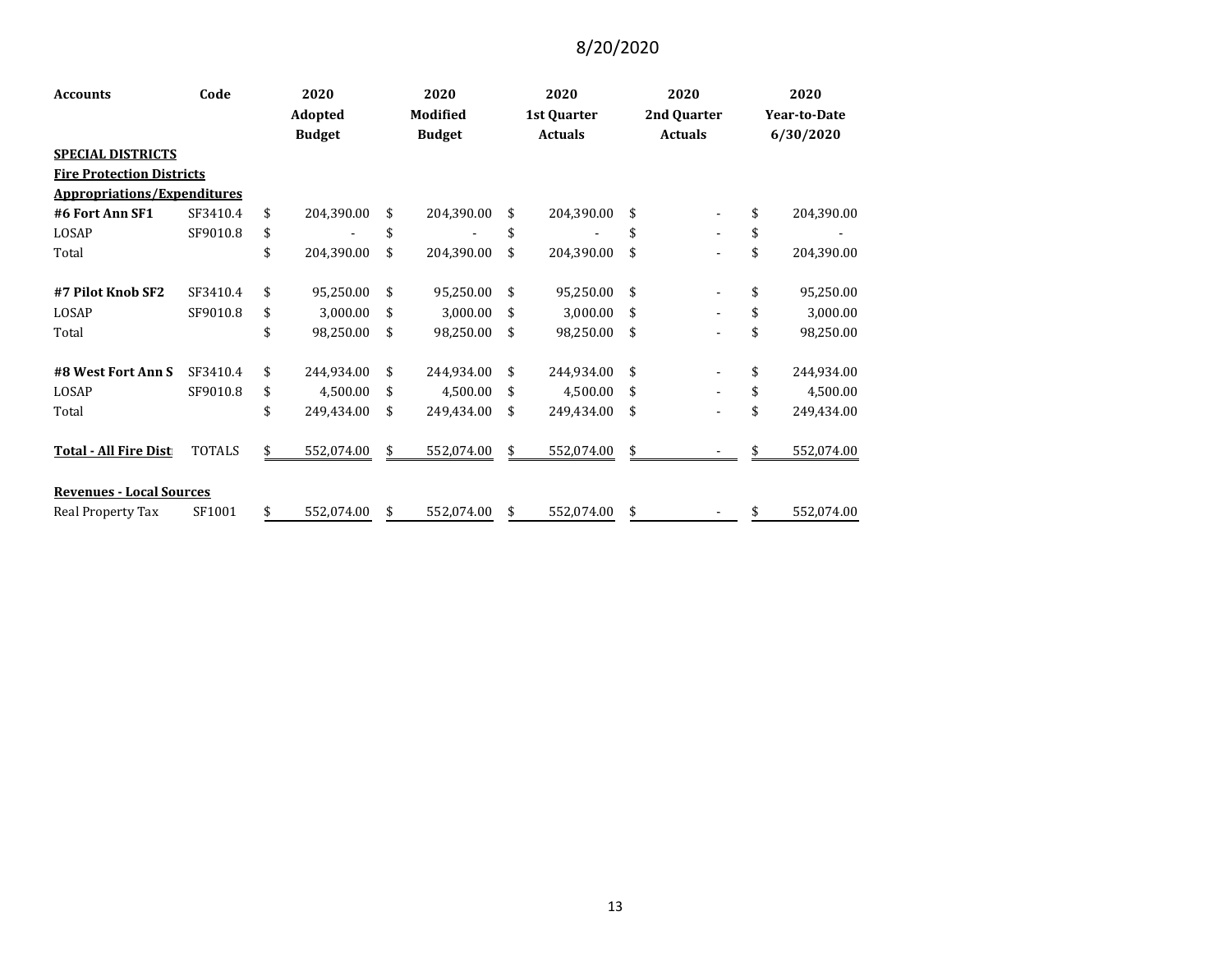8/20/2020

| Accounts | Code | 2020 Adopted Budget | 2020 Modified Budget | 2020 1st Quarter Actuals | 2020 2nd Quarter Actuals | 2020 Year-to-Date 6/30/2020 |
|---|---|---|---|---|---|---|
| **SPECIAL DISTRICTS** | | | | | | |
| **Fire Protection Districts** | | | | | | |
| **Appropriations/Expenditures** | | | | | | |
| **#6 Fort Ann SF1** | SF3410.4 | $ 204,390.00 | $ 204,390.00 | $ 204,390.00 | $ - | $ 204,390.00 |
| LOSAP | SF9010.8 | $ - | $ - | $ - | $ - | $ - |
| Total | | $ 204,390.00 | $ 204,390.00 | $ 204,390.00 | $ - | $ 204,390.00 |
| | | | | | | |
| **#7 Pilot Knob SF2** | SF3410.4 | $ 95,250.00 | $ 95,250.00 | $ 95,250.00 | $ - | $ 95,250.00 |
| LOSAP | SF9010.8 | $ 3,000.00 | $ 3,000.00 | $ 3,000.00 | $ - | $ 3,000.00 |
| Total | | $ 98,250.00 | $ 98,250.00 | $ 98,250.00 | $ - | $ 98,250.00 |
| | | | | | | |
| **#8 West Fort Ann S** | SF3410.4 | $ 244,934.00 | $ 244,934.00 | $ 244,934.00 | $ - | $ 244,934.00 |
| LOSAP | SF9010.8 | $ 4,500.00 | $ 4,500.00 | $ 4,500.00 | $ - | $ 4,500.00 |
| Total | | $ 249,434.00 | $ 249,434.00 | $ 249,434.00 | $ - | $ 249,434.00 |
| | | | | | | |
| **Total - All Fire Dist** | TOTALS | $ 552,074.00 | $ 552,074.00 | $ 552,074.00 | $ - | $ 552,074.00 |
| | | | | | | |
| **Revenues - Local Sources** | | | | | | |
| Real Property Tax | SF1001 | $ 552,074.00 | $ 552,074.00 | $ 552,074.00 | $ - | $ 552,074.00 |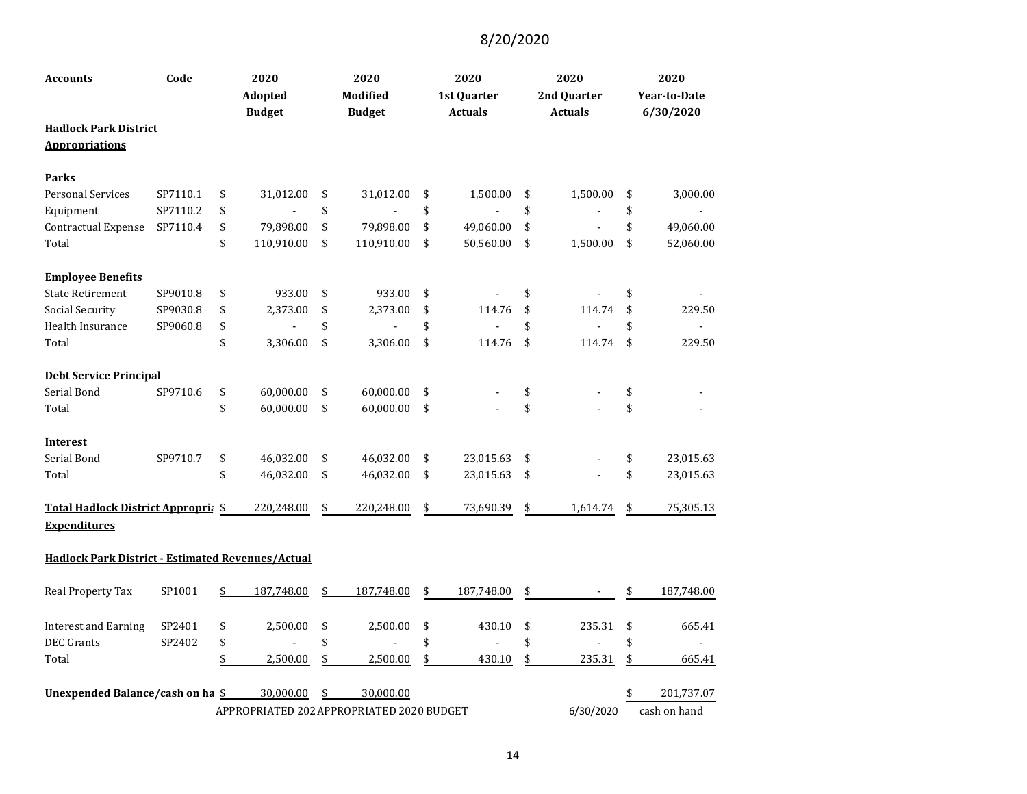8/20/2020

| Accounts | Code | 2020 Adopted Budget | 2020 Modified Budget | 2020 1st Quarter Actuals | 2020 2nd Quarter Actuals | 2020 Year-to-Date 6/30/2020 |
|---|---|---|---|---|---|---|
| **Hadlock Park District** | | | | | | |
| **Appropriations** | | | | | | |
| **Parks** | | | | | | |
| Personal Services | SP7110.1 | $ 31,012.00 | $ 31,012.00 | $ 1,500.00 | $ 1,500.00 | $ 3,000.00 |
| Equipment | SP7110.2 | $ - | $ - | $ - | $ - | $ - |
| Contractual Expense | SP7110.4 | $ 79,898.00 | $ 79,898.00 | $ 49,060.00 | $ - | $ 49,060.00 |
| Total | | $ 110,910.00 | $ 110,910.00 | $ 50,560.00 | $ 1,500.00 | $ 52,060.00 |
| **Employee Benefits** | | | | | | |
| State Retirement | SP9010.8 | $ 933.00 | $ 933.00 | $ - | $ - | $ - |
| Social Security | SP9030.8 | $ 2,373.00 | $ 2,373.00 | $ 114.76 | $ 114.74 | $ 229.50 |
| Health Insurance | SP9060.8 | $ - | $ - | $ - | $ - | $ - |
| Total | | $ 3,306.00 | $ 3,306.00 | $ 114.76 | $ 114.74 | $ 229.50 |
| **Debt Service Principal** | | | | | | |
| Serial Bond | SP9710.6 | $ 60,000.00 | $ 60,000.00 | $ - | $ - | $ - |
| Total | | $ 60,000.00 | $ 60,000.00 | $ - | $ - | $ - |
| **Interest** | | | | | | |
| Serial Bond | SP9710.7 | $ 46,032.00 | $ 46,032.00 | $ 23,015.63 | $ - | $ 23,015.63 |
| Total | | $ 46,032.00 | $ 46,032.00 | $ 23,015.63 | $ - | $ 23,015.63 |
| **Total Hadlock District Appropria** | | $ 220,248.00 | $ 220,248.00 | $ 73,690.39 | $ 1,614.74 | $ 75,305.13 |
| **Expenditures** | | | | | | |
| **Hadlock Park District - Estimated Revenues/Actual** | | | | | | |
| Real Property Tax | SP1001 | $ 187,748.00 | $ 187,748.00 | $ 187,748.00 | $ - | $ 187,748.00 |
| Interest and Earning | SP2401 | $ 2,500.00 | $ 2,500.00 | $ 430.10 | $ 235.31 | $ 665.41 |
| DEC Grants | SP2402 | $ - | $ - | $ - | $ - | $ - |
| Total | | $ 2,500.00 | $ 2,500.00 | $ 430.10 | $ 235.31 | $ 665.41 |
| **Unexpended Balance/cash on ha** | | $ 30,000.00 | $ 30,000.00 | | | $ 201,737.07 |
| | | APPROPRIATED 202 | APPROPRIATED 2020 BUDGET | | 6/30/2020 | cash on hand |